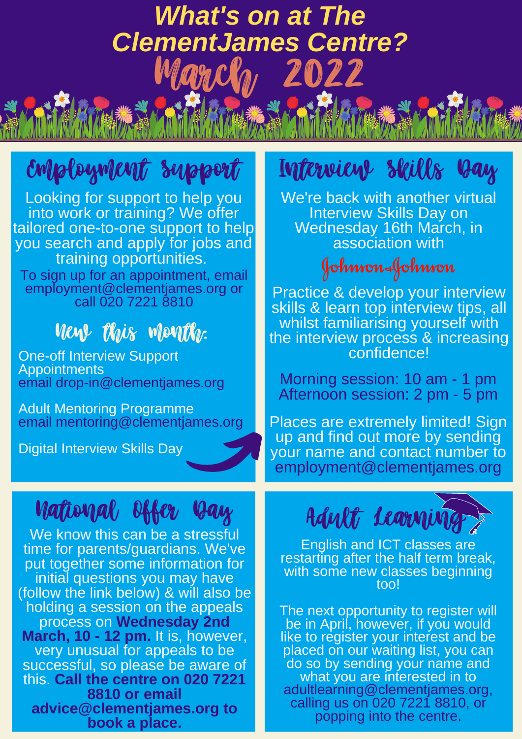# What's on at The ClementJames Centre?

# March 2022

## Employment Support

Looking for support to help you into work or training? We offer tailored one-to-one support to help you search and apply for jobs and training opportunities.

To sign up for an appointment, email employment@clementjames.org or call 020 7221 8810

### New this month:

One-off Interview Support Appointments
email drop-in@clementjames.org

Adult Mentoring Programme
email mentoring@clementjames.org

Digital Interview Skills Day

## Interview Skills Day

We're back with another virtual Interview Skills Day on Wednesday 16th March, in association with

Johnson&Johnson

Practice & develop your interview skills & learn top interview tips, all whilst familiarising yourself with the interview process & increasing confidence!

Morning session: 10 am - 1 pm
Afternoon session: 2 pm - 5 pm

Places are extremely limited! Sign up and find out more by sending your name and contact number to employment@clementjames.org

## National Offer Day

We know this can be a stressful time for parents/guardians. We've put together some information for initial questions you may have (follow the link below) & will also be holding a session on the appeals process on **Wednesday 2nd March, 10 - 12 pm.** It is, however, very unusual for appeals to be successful, so please be aware of this. **Call the centre on 020 7221 8810 or email advice@clementjames.org to book a place.**

## Adult Learning

English and ICT classes are restarting after the half term break, with some new classes beginning too!

The next opportunity to register will be in April, however, if you would like to register your interest and be placed on our waiting list, you can do so by sending your name and what you are interested in to adultlearning@clementjames.org, calling us on 020 7221 8810, or popping into the centre.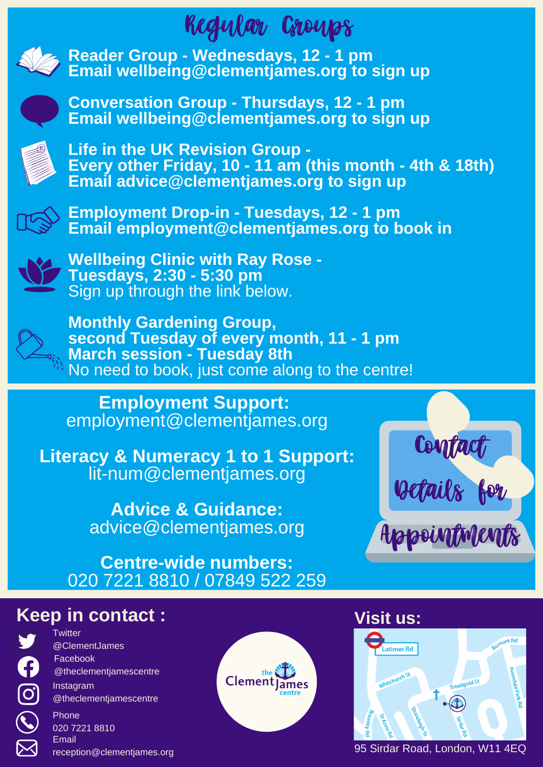# Regular Groups

**Reader Group - Wednesdays, 12 - 1 pm**
**Email wellbeing@clementjames.org to sign up**

**Conversation Group - Thursdays, 12 - 1 pm**
**Email wellbeing@clementjames.org to sign up**

**Life in the UK Revision Group -**
**Every other Friday, 10 - 11 am (this month - 4th & 18th)**
**Email advice@clementjames.org to sign up**

**Employment Drop-in - Tuesdays, 12 - 1 pm**
**Email employment@clementjames.org to book in**

**Wellbeing Clinic with Ray Rose -**
**Tuesdays, 2:30 - 5:30 pm**
Sign up through the link below.

**Monthly Gardening Group,**
**second Tuesday of every month, 11 - 1 pm**
**March session - Tuesday 8th**
No need to book, just come along to the centre!

## Contact Details for Appointments

**Employment Support:**
employment@clementjames.org

**Literacy & Numeracy 1 to 1 Support:**
lit-num@clementjames.org

**Advice & Guidance:**
advice@clementjames.org

**Centre-wide numbers:**
020 7221 8810 / 07849 522 259

## Keep in contact :

Twitter
@ClementJames

Facebook
@theclementjamescentre

Instagram
@theclementjamescentre

Phone
020 7221 8810

Email
reception@clementjames.org

the Clement James centre

## Visit us:

Latimer Rd
Bomore Rd
Whitchurch St
Treadgold St
Avondale Park Rd
Bramley Rd
St Anns Rd
Stoneleigh St
Sirdar Rd

95 Sirdar Road, London, W11 4EQ